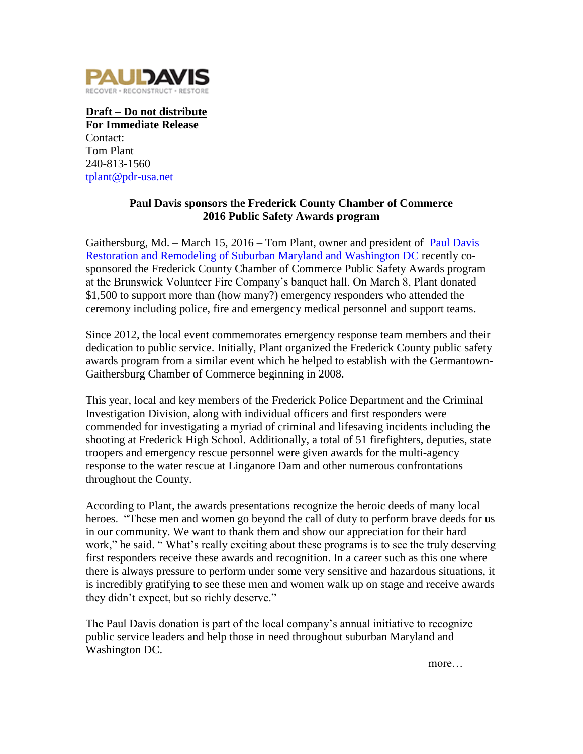PAULDAVIS
RECOVER • RECONSTRUCT • RESTORE

**Draft – Do not distribute**
**For Immediate Release**
Contact:
Tom Plant
240-813-1560
tplant@pdr-usa.net

**Paul Davis sponsors the Frederick County Chamber of Commerce 2016 Public Safety Awards program**

Gaithersburg, Md. – March 15, 2016 – Tom Plant, owner and president of Paul Davis Restoration and Remodeling of Suburban Maryland and Washington DC recently co-sponsored the Frederick County Chamber of Commerce Public Safety Awards program at the Brunswick Volunteer Fire Company's banquet hall. On March 8, Plant donated $1,500 to support more than (how many?) emergency responders who attended the ceremony including police, fire and emergency medical personnel and support teams.

Since 2012, the local event commemorates emergency response team members and their dedication to public service. Initially, Plant organized the Frederick County public safety awards program from a similar event which he helped to establish with the Germantown-Gaithersburg Chamber of Commerce beginning in 2008.

This year, local and key members of the Frederick Police Department and the Criminal Investigation Division, along with individual officers and first responders were commended for investigating a myriad of criminal and lifesaving incidents including the shooting at Frederick High School. Additionally, a total of 51 firefighters, deputies, state troopers and emergency rescue personnel were given awards for the multi-agency response to the water rescue at Linganore Dam and other numerous confrontations throughout the County.

According to Plant, the awards presentations recognize the heroic deeds of many local heroes. "These men and women go beyond the call of duty to perform brave deeds for us in our community. We want to thank them and show our appreciation for their hard work," he said. " What's really exciting about these programs is to see the truly deserving first responders receive these awards and recognition. In a career such as this one where there is always pressure to perform under some very sensitive and hazardous situations, it is incredibly gratifying to see these men and women walk up on stage and receive awards they didn't expect, but so richly deserve."

The Paul Davis donation is part of the local company's annual initiative to recognize public service leaders and help those in need throughout suburban Maryland and Washington DC.

more…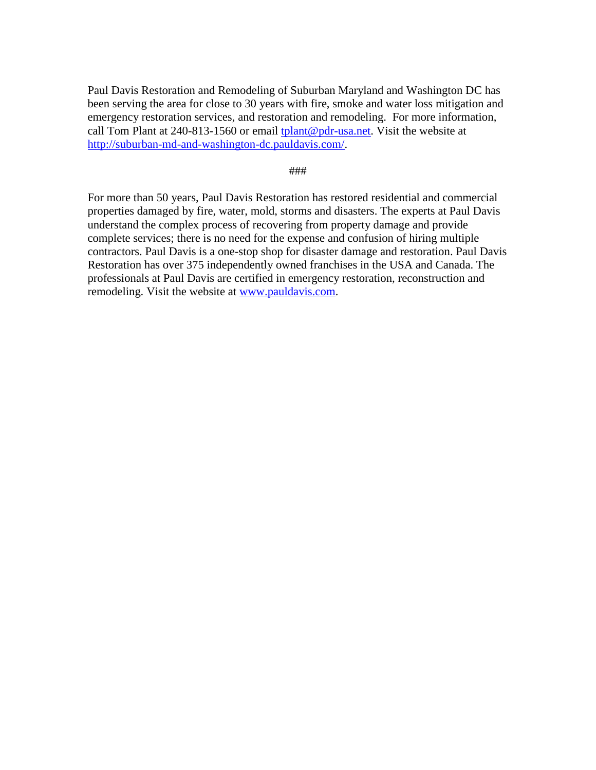Paul Davis Restoration and Remodeling of Suburban Maryland and Washington DC has been serving the area for close to 30 years with fire, smoke and water loss mitigation and emergency restoration services, and restoration and remodeling. For more information, call Tom Plant at 240-813-1560 or email tplant@pdr-usa.net. Visit the website at http://suburban-md-and-washington-dc.pauldavis.com/.

###

For more than 50 years, Paul Davis Restoration has restored residential and commercial properties damaged by fire, water, mold, storms and disasters. The experts at Paul Davis understand the complex process of recovering from property damage and provide complete services; there is no need for the expense and confusion of hiring multiple contractors. Paul Davis is a one-stop shop for disaster damage and restoration. Paul Davis Restoration has over 375 independently owned franchises in the USA and Canada. The professionals at Paul Davis are certified in emergency restoration, reconstruction and remodeling. Visit the website at www.pauldavis.com.